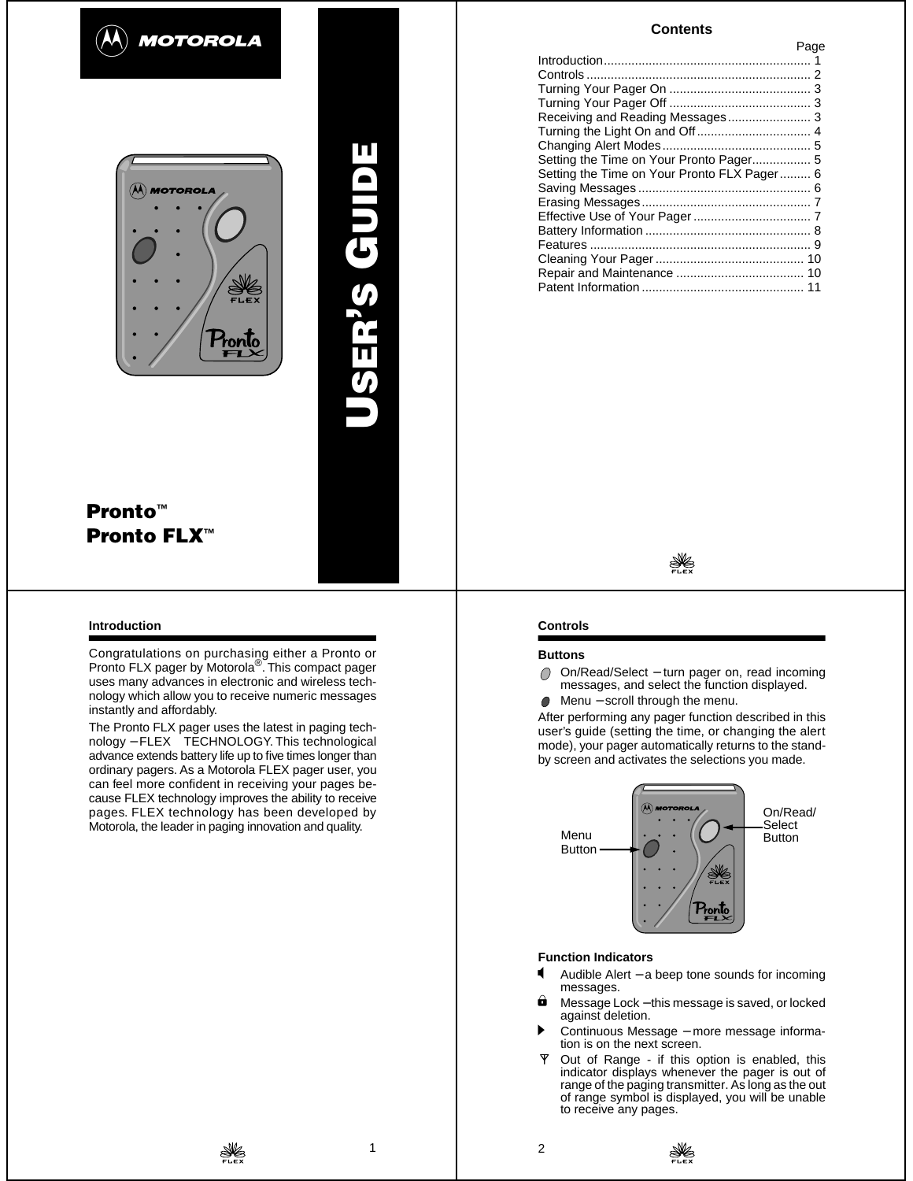# MOTOROLA

# USER'S GUIDE

**Pronto™**
**Pronto FLX™**

## Contents

| | Page |
|---|---|
| Introduction | 1 |
| Controls | 2 |
| Turning Your Pager On | 3 |
| Turning Your Pager Off | 3 |
| Receiving and Reading Messages | 3 |
| Turning the Light On and Off | 4 |
| Changing Alert Modes | 5 |
| Setting the Time on Your Pronto Pager | 5 |
| Setting the Time on Your Pronto FLX Pager | 6 |
| Saving Messages | 6 |
| Erasing Messages | 7 |
| Effective Use of Your Pager | 7 |
| Battery Information | 8 |
| Features | 9 |
| Cleaning Your Pager | 10 |
| Repair and Maintenance | 10 |
| Patent Information | 11 |

## Introduction

Congratulations on purchasing either a Pronto or Pronto FLX pager by Motorola®. This compact pager uses many advances in electronic and wireless technology which allow you to receive numeric messages instantly and affordably.

The Pronto FLX pager uses the latest in paging technology – FLEX TECHNOLOGY. This technological advance extends battery life up to five times longer than ordinary pagers. As a Motorola FLEX pager user, you can feel more confident in receiving your pages because FLEX technology improves the ability to receive pages. FLEX technology has been developed by Motorola, the leader in paging innovation and quality.

## Controls

### Buttons

- On/Read/Select – turn pager on, read incoming messages, and select the function displayed.
- Menu – scroll through the menu.

After performing any pager function described in this user's guide (setting the time, or changing the alert mode), your pager automatically returns to the standby screen and activates the selections you made.

Menu Button

On/Read/Select Button

### Function Indicators

- Audible Alert – a beep tone sounds for incoming messages.
- Message Lock – this message is saved, or locked against deletion.
- Continuous Message – more message information is on the next screen.
- Out of Range - if this option is enabled, this indicator displays whenever the pager is out of range of the paging transmitter. As long as the out of range symbol is displayed, you will be unable to receive any pages.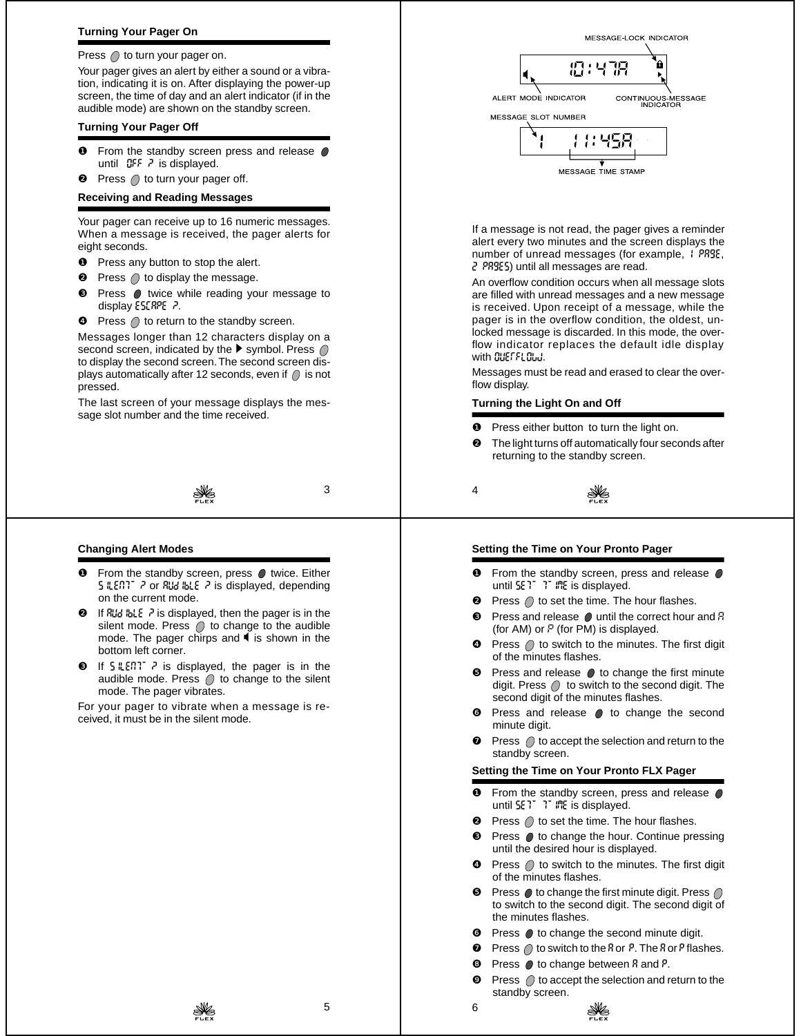## Turning Your Pager On

Press ◯ to turn your pager on.

Your pager gives an alert by either a sound or a vibration, indicating it is on. After displaying the power-up screen, the time of day and an alert indicator (if in the audible mode) are shown on the standby screen.

## Turning Your Pager Off

1. From the standby screen press and release ● until OFF ? is displayed.
2. Press ◯ to turn your pager off.

## Receiving and Reading Messages

Your pager can receive up to 16 numeric messages. When a message is received, the pager alerts for eight seconds.

1. Press any button to stop the alert.
2. Press ◯ to display the message.
3. Press ● twice while reading your message to display ESCAPE ?.
4. Press ◯ to return to the standby screen.

Messages longer than 12 characters display on a second screen, indicated by the ▶ symbol. Press ◯ to display the second screen. The second screen displays automatically after 12 seconds, even if ◯ is not pressed.

The last screen of your message displays the message slot number and the time received.

MESSAGE-LOCK INDICATOR

10:47A

ALERT MODE INDICATOR

CONTINUOUS-MESSAGE INDICATOR

MESSAGE SLOT NUMBER

1 11:45A

MESSAGE TIME STAMP

If a message is not read, the pager gives a reminder alert every two minutes and the screen displays the number of unread messages (for example, 1 PAGE, 2 PAGES) until all messages are read.

An overflow condition occurs when all message slots are filled with unread messages and a new message is received. Upon receipt of a message, while the pager is in the overflow condition, the oldest, unlocked message is discarded. In this mode, the overflow indicator replaces the default idle display with OVERFLOW.

Messages must be read and erased to clear the overflow display.

## Turning the Light On and Off

1. Press either button to turn the light on.
2. The light turns off automatically four seconds after returning to the standby screen.

## Changing Alert Modes

1. From the standby screen, press ● twice. Either SILENT ? or AUDIBLE ? is displayed, depending on the current mode.
2. If AUDIBLE ? is displayed, then the pager is in the silent mode. Press ◯ to change to the audible mode. The pager chirps and ◀ is shown in the bottom left corner.
3. If SILENT ? is displayed, the pager is in the audible mode. Press ◯ to change to the silent mode. The pager vibrates.

For your pager to vibrate when a message is received, it must be in the silent mode.

## Setting the Time on Your Pronto Pager

1. From the standby screen, press and release ● until SET TIME is displayed.
2. Press ◯ to set the time. The hour flashes.
3. Press and release ● until the correct hour and A (for AM) or P (for PM) is displayed.
4. Press ◯ to switch to the minutes. The first digit of the minutes flashes.
5. Press and release ● to change the first minute digit. Press ◯ to switch to the second digit. The second digit of the minutes flashes.
6. Press and release ● to change the second minute digit.
7. Press ◯ to accept the selection and return to the standby screen.

## Setting the Time on Your Pronto FLX Pager

1. From the standby screen, press and release ● until SET TIME is displayed.
2. Press ◯ to set the time. The hour flashes.
3. Press ● to change the hour. Continue pressing until the desired hour is displayed.
4. Press ◯ to switch to the minutes. The first digit of the minutes flashes.
5. Press ● to change the first minute digit. Press ◯ to switch to the second digit. The second digit of the minutes flashes.
6. Press ● to change the second minute digit.
7. Press ◯ to switch to the A or P. The A or P flashes.
8. Press ● to change between A and P.
9. Press ◯ to accept the selection and return to the standby screen.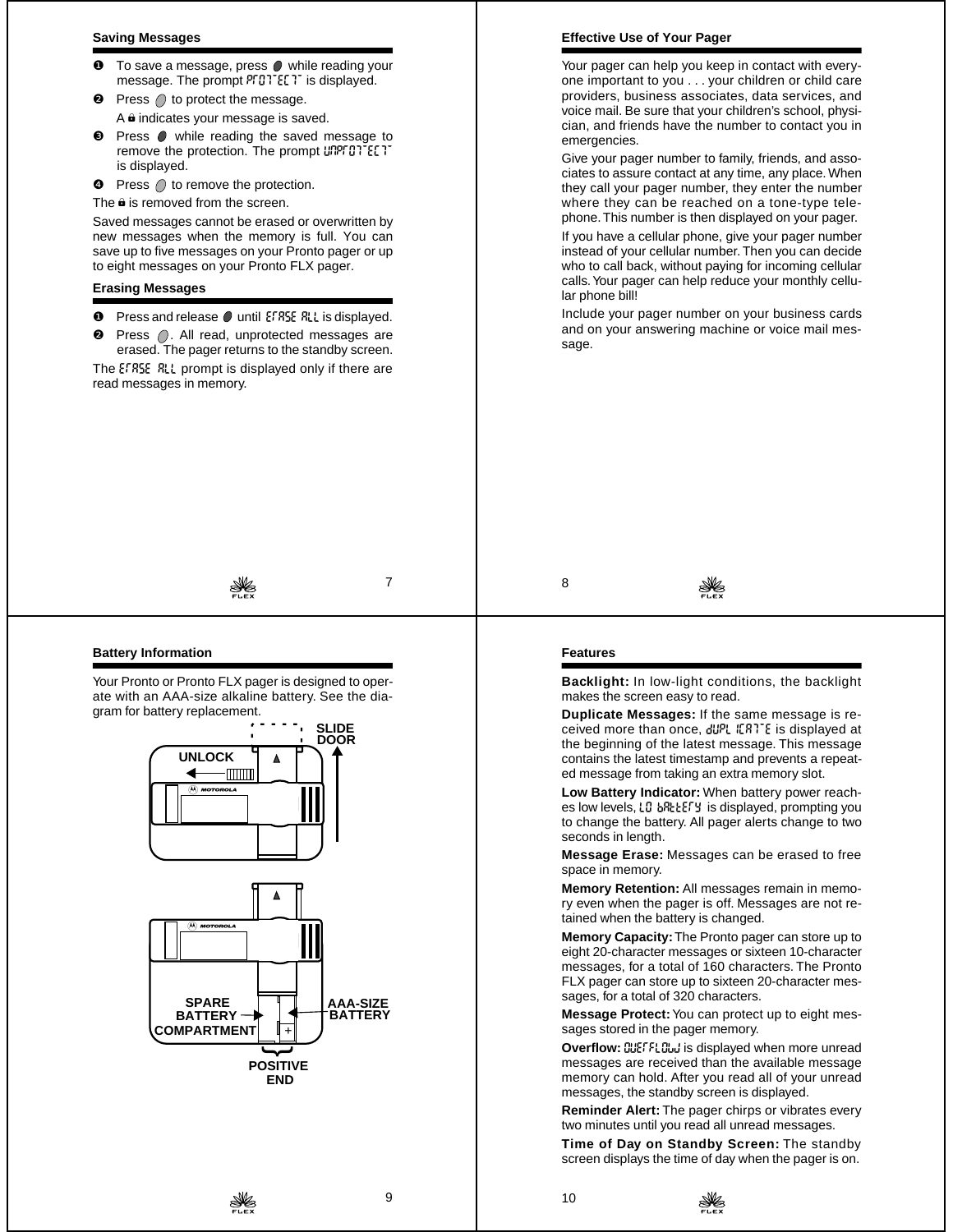## Saving Messages

❶ To save a message, press ⬤ while reading your message. The prompt PROTECT is displayed.

❷ Press ◯ to protect the message.

A 🔒 indicates your message is saved.

❸ Press ⬤ while reading the saved message to remove the protection. The prompt UNPROTECT is displayed.

❹ Press ◯ to remove the protection.

The 🔒 is removed from the screen.

Saved messages cannot be erased or overwritten by new messages when the memory is full. You can save up to five messages on your Pronto pager or up to eight messages on your Pronto FLX pager.

## Erasing Messages

❶ Press and release ⬤ until ERASE ALL is displayed.

❷ Press ◯. All read, unprotected messages are erased. The pager returns to the standby screen.

The ERASE ALL prompt is displayed only if there are read messages in memory.

## Effective Use of Your Pager

Your pager can help you keep in contact with everyone important to you . . . your children or child care providers, business associates, data services, and voice mail. Be sure that your children's school, physician, and friends have the number to contact you in emergencies.

Give your pager number to family, friends, and associates to assure contact at any time, any place. When they call your pager number, they enter the number where they can be reached on a tone-type telephone. This number is then displayed on your pager.

If you have a cellular phone, give your pager number instead of your cellular number. Then you can decide who to call back, without paying for incoming cellular calls. Your pager can help reduce your monthly cellular phone bill!

Include your pager number on your business cards and on your answering machine or voice mail message.

## Battery Information

Your Pronto or Pronto FLX pager is designed to operate with an AAA-size alkaline battery. See the diagram for battery replacement.

SLIDE DOOR

UNLOCK

MOTOROLA

SPARE BATTERY COMPARTMENT

AAA-SIZE BATTERY

POSITIVE END

## Features

**Backlight:** In low-light conditions, the backlight makes the screen easy to read.

**Duplicate Messages:** If the same message is received more than once, dUPLICATE is displayed at the beginning of the latest message. This message contains the latest timestamp and prevents a repeated message from taking an extra memory slot.

**Low Battery Indicator:** When battery power reaches low levels, LO bAttErY is displayed, prompting you to change the battery. All pager alerts change to two seconds in length.

**Message Erase:** Messages can be erased to free space in memory.

**Memory Retention:** All messages remain in memory even when the pager is off. Messages are not retained when the battery is changed.

**Memory Capacity:** The Pronto pager can store up to eight 20-character messages or sixteen 10-character messages, for a total of 160 characters. The Pronto FLX pager can store up to sixteen 20-character messages, for a total of 320 characters.

**Message Protect:** You can protect up to eight messages stored in the pager memory.

**Overflow:** OVErFLOW is displayed when more unread messages are received than the available message memory can hold. After you read all of your unread messages, the standby screen is displayed.

**Reminder Alert:** The pager chirps or vibrates every two minutes until you read all unread messages.

**Time of Day on Standby Screen:** The standby screen displays the time of day when the pager is on.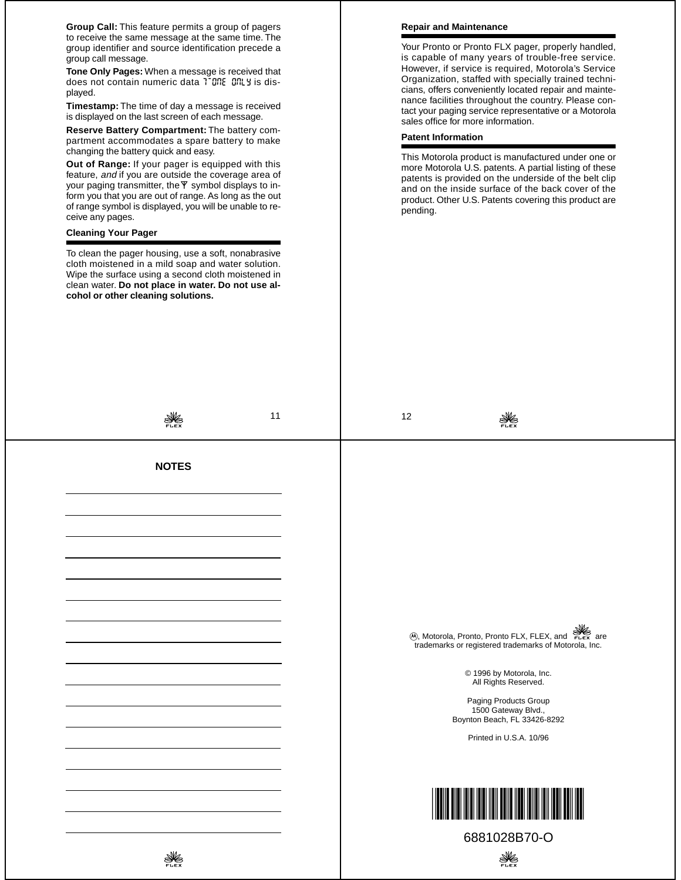**Group Call:** This feature permits a group of pagers to receive the same message at the same time. The group identifier and source identification precede a group call message.

**Tone Only Pages:** When a message is received that does not contain numeric data TONE ONLY is displayed.

**Timestamp:** The time of day a message is received is displayed on the last screen of each message.

**Reserve Battery Compartment:** The battery compartment accommodates a spare battery to make changing the battery quick and easy.

**Out of Range:** If your pager is equipped with this feature, *and* if you are outside the coverage area of your paging transmitter, the Y symbol displays to inform you that you are out of range. As long as the out of range symbol is displayed, you will be unable to receive any pages.

### Cleaning Your Pager

To clean the pager housing, use a soft, nonabrasive cloth moistened in a mild soap and water solution. Wipe the surface using a second cloth moistened in clean water. **Do not place in water. Do not use alcohol or other cleaning solutions.**

### Repair and Maintenance

Your Pronto or Pronto FLX pager, properly handled, is capable of many years of trouble-free service. However, if service is required, Motorola's Service Organization, staffed with specially trained technicians, offers conveniently located repair and maintenance facilities throughout the country. Please contact your paging service representative or a Motorola sales office for more information.

### Patent Information

This Motorola product is manufactured under one or more Motorola U.S. patents. A partial listing of these patents is provided on the underside of the belt clip and on the inside surface of the back cover of the product. Other U.S. Patents covering this product are pending.

## NOTES

Ⓜ, Motorola, Pronto, Pronto FLX, FLEX, and FLEX are trademarks or registered trademarks of Motorola, Inc.

© 1996 by Motorola, Inc.
All Rights Reserved.

Paging Products Group
1500 Gateway Blvd.,
Boynton Beach, FL 33426-8292

Printed in U.S.A. 10/96

6881028B70-O